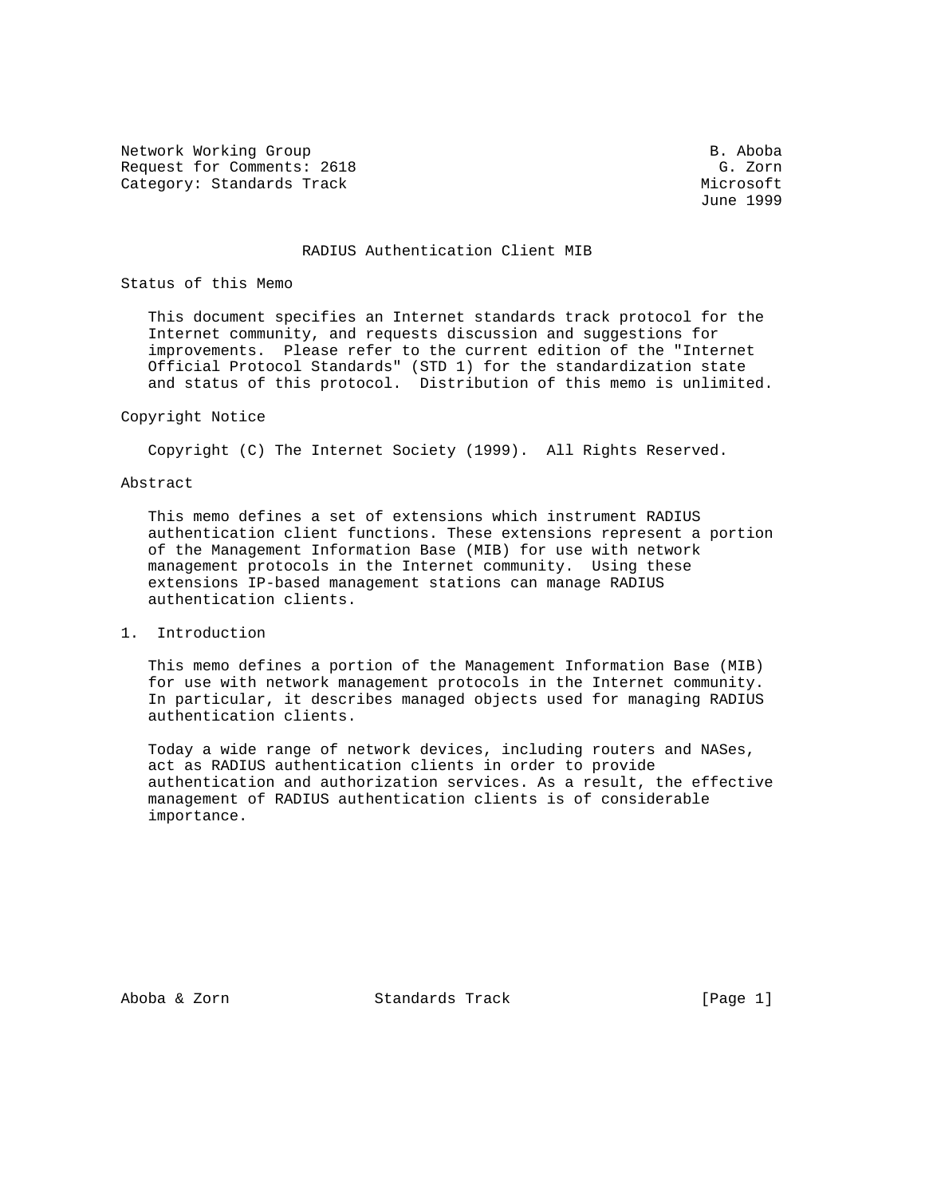Network Working Group B. Aboba
Request for Comments: 2618 G. Zorn
Category: Standards Track Microsoft
June 1999

# RADIUS Authentication Client MIB

## Status of this Memo

This document specifies an Internet standards track protocol for the Internet community, and requests discussion and suggestions for improvements. Please refer to the current edition of the "Internet Official Protocol Standards" (STD 1) for the standardization state and status of this protocol. Distribution of this memo is unlimited.

## Copyright Notice

Copyright (C) The Internet Society (1999). All Rights Reserved.

## Abstract

This memo defines a set of extensions which instrument RADIUS authentication client functions. These extensions represent a portion of the Management Information Base (MIB) for use with network management protocols in the Internet community. Using these extensions IP-based management stations can manage RADIUS authentication clients.

## 1. Introduction

This memo defines a portion of the Management Information Base (MIB) for use with network management protocols in the Internet community. In particular, it describes managed objects used for managing RADIUS authentication clients.

Today a wide range of network devices, including routers and NASes, act as RADIUS authentication clients in order to provide authentication and authorization services. As a result, the effective management of RADIUS authentication clients is of considerable importance.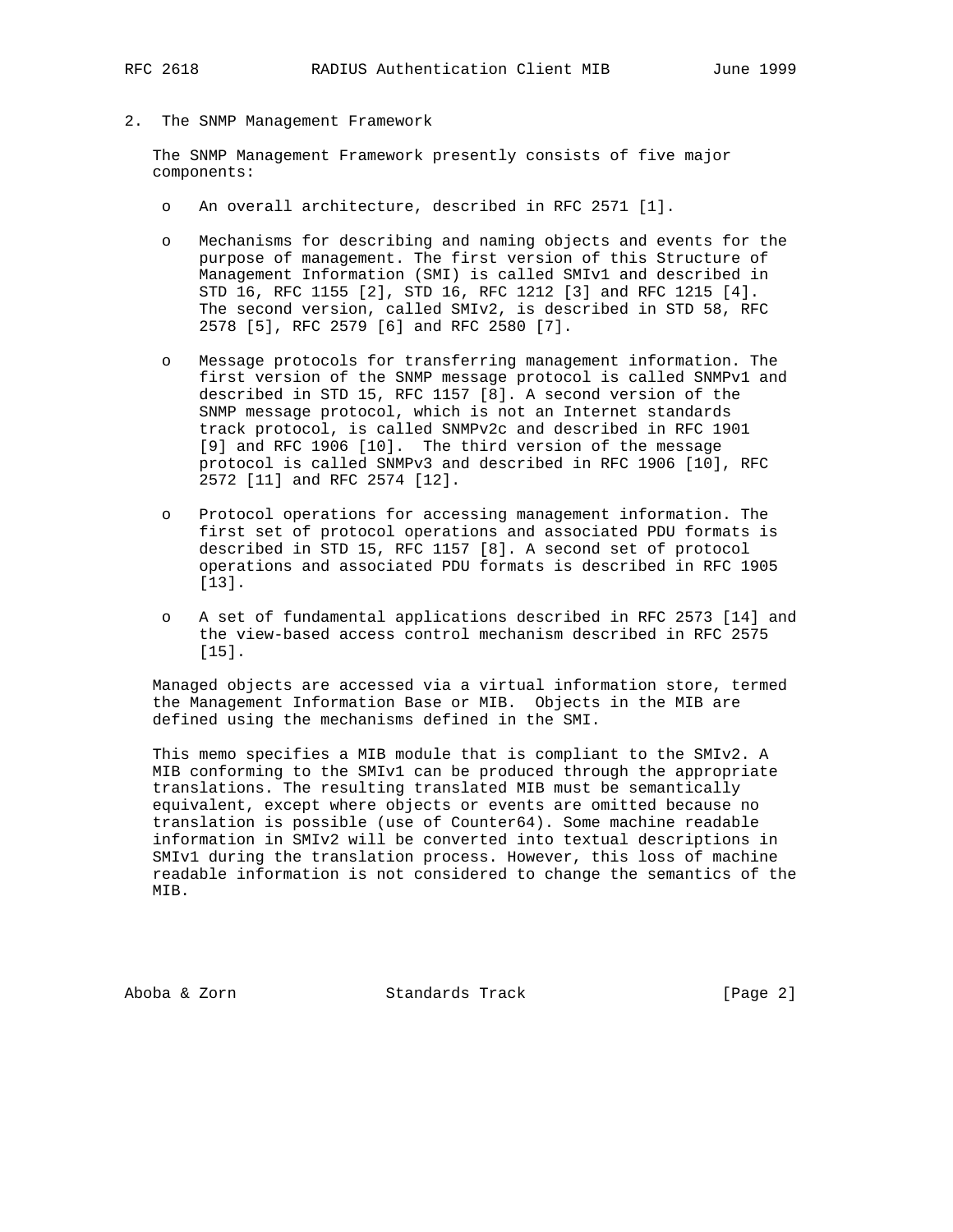## 2. The SNMP Management Framework

The SNMP Management Framework presently consists of five major components:

- An overall architecture, described in RFC 2571 [1].

- Mechanisms for describing and naming objects and events for the purpose of management. The first version of this Structure of Management Information (SMI) is called SMIv1 and described in STD 16, RFC 1155 [2], STD 16, RFC 1212 [3] and RFC 1215 [4]. The second version, called SMIv2, is described in STD 58, RFC 2578 [5], RFC 2579 [6] and RFC 2580 [7].

- Message protocols for transferring management information. The first version of the SNMP message protocol is called SNMPv1 and described in STD 15, RFC 1157 [8]. A second version of the SNMP message protocol, which is not an Internet standards track protocol, is called SNMPv2c and described in RFC 1901 [9] and RFC 1906 [10]. The third version of the message protocol is called SNMPv3 and described in RFC 1906 [10], RFC 2572 [11] and RFC 2574 [12].

- Protocol operations for accessing management information. The first set of protocol operations and associated PDU formats is described in STD 15, RFC 1157 [8]. A second set of protocol operations and associated PDU formats is described in RFC 1905 [13].

- A set of fundamental applications described in RFC 2573 [14] and the view-based access control mechanism described in RFC 2575 [15].

Managed objects are accessed via a virtual information store, termed the Management Information Base or MIB. Objects in the MIB are defined using the mechanisms defined in the SMI.

This memo specifies a MIB module that is compliant to the SMIv2. A MIB conforming to the SMIv1 can be produced through the appropriate translations. The resulting translated MIB must be semantically equivalent, except where objects or events are omitted because no translation is possible (use of Counter64). Some machine readable information in SMIv2 will be converted into textual descriptions in SMIv1 during the translation process. However, this loss of machine readable information is not considered to change the semantics of the MIB.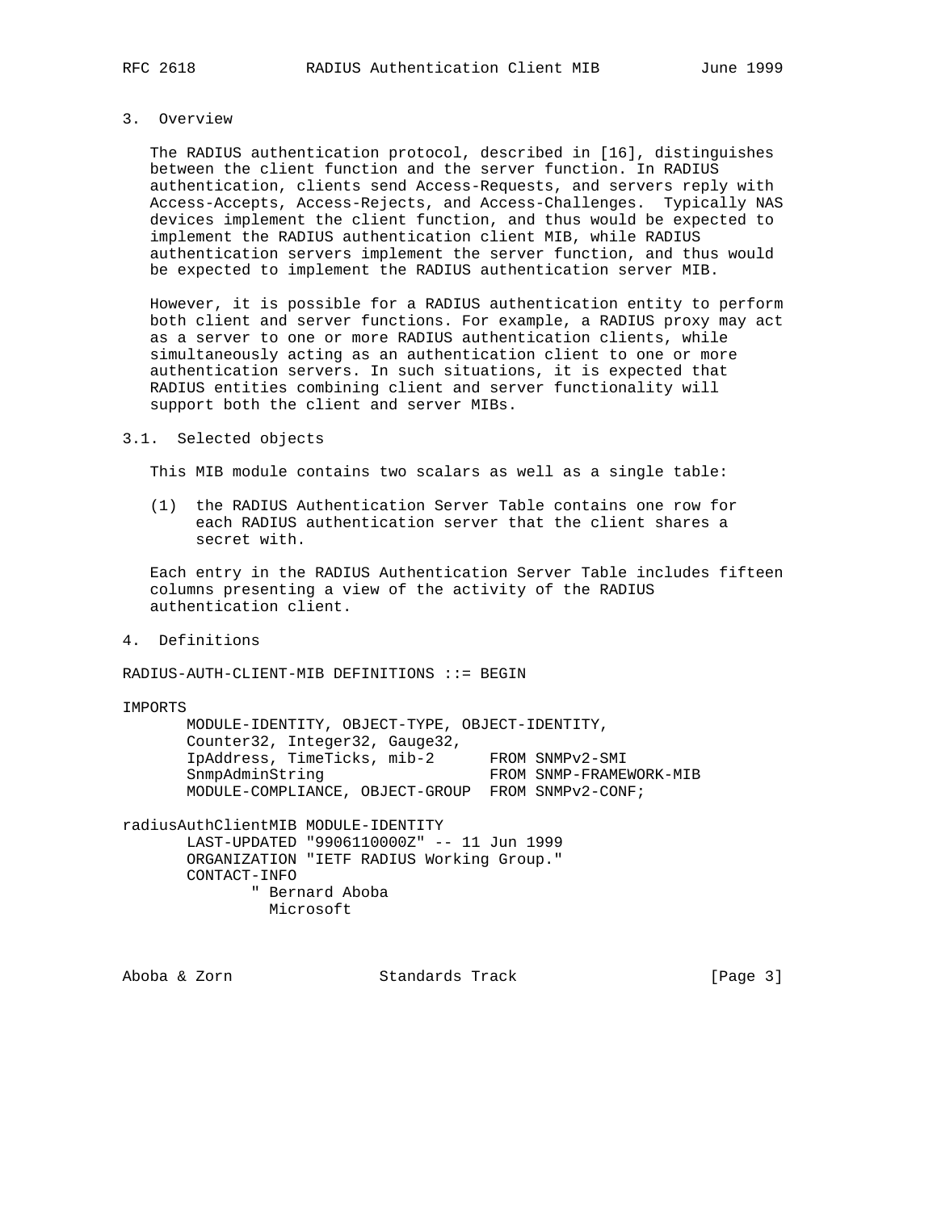## 3. Overview

The RADIUS authentication protocol, described in [16], distinguishes between the client function and the server function. In RADIUS authentication, clients send Access-Requests, and servers reply with Access-Accepts, Access-Rejects, and Access-Challenges. Typically NAS devices implement the client function, and thus would be expected to implement the RADIUS authentication client MIB, while RADIUS authentication servers implement the server function, and thus would be expected to implement the RADIUS authentication server MIB.

However, it is possible for a RADIUS authentication entity to perform both client and server functions. For example, a RADIUS proxy may act as a server to one or more RADIUS authentication clients, while simultaneously acting as an authentication client to one or more authentication servers. In such situations, it is expected that RADIUS entities combining client and server functionality will support both the client and server MIBs.

### 3.1. Selected objects

This MIB module contains two scalars as well as a single table:

(1) the RADIUS Authentication Server Table contains one row for each RADIUS authentication server that the client shares a secret with.

Each entry in the RADIUS Authentication Server Table includes fifteen columns presenting a view of the activity of the RADIUS authentication client.

## 4. Definitions

```
RADIUS-AUTH-CLIENT-MIB DEFINITIONS ::= BEGIN

IMPORTS
       MODULE-IDENTITY, OBJECT-TYPE, OBJECT-IDENTITY,
       Counter32, Integer32, Gauge32,
       IpAddress, TimeTicks, mib-2      FROM SNMPv2-SMI
       SnmpAdminString                  FROM SNMP-FRAMEWORK-MIB
       MODULE-COMPLIANCE, OBJECT-GROUP  FROM SNMPv2-CONF;

radiusAuthClientMIB MODULE-IDENTITY
       LAST-UPDATED "9906110000Z" -- 11 Jun 1999
       ORGANIZATION "IETF RADIUS Working Group."
       CONTACT-INFO
              " Bernard Aboba
                Microsoft
```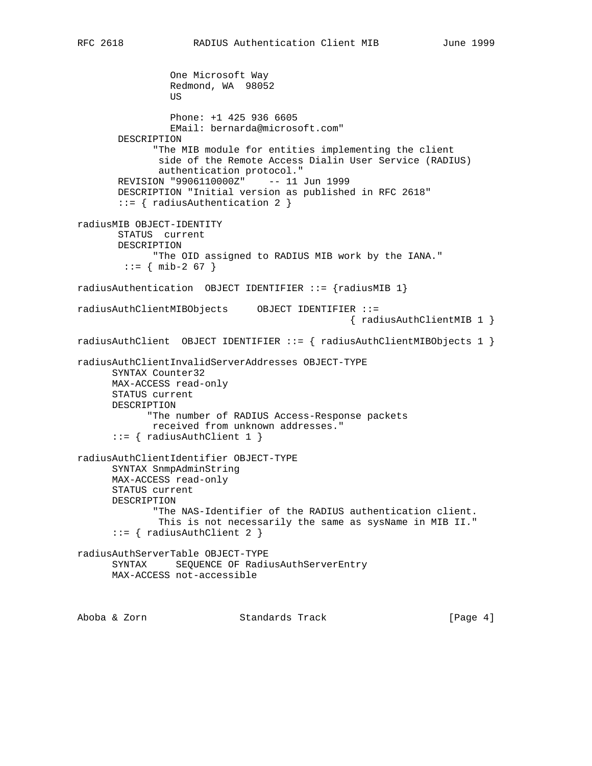```
                One Microsoft Way
                Redmond, WA  98052
                US

                Phone: +1 425 936 6605
                EMail: bernarda@microsoft.com"
       DESCRIPTION
             "The MIB module for entities implementing the client
              side of the Remote Access Dialin User Service (RADIUS)
              authentication protocol."
       REVISION "9906110000Z"    -- 11 Jun 1999
       DESCRIPTION "Initial version as published in RFC 2618"
       ::= { radiusAuthentication 2 }

radiusMIB OBJECT-IDENTITY
       STATUS  current
       DESCRIPTION
             "The OID assigned to RADIUS MIB work by the IANA."
        ::= { mib-2 67 }

radiusAuthentication  OBJECT IDENTIFIER ::= {radiusMIB 1}

radiusAuthClientMIBObjects     OBJECT IDENTIFIER ::=
                                               { radiusAuthClientMIB 1 }

radiusAuthClient  OBJECT IDENTIFIER ::= { radiusAuthClientMIBObjects 1 }

radiusAuthClientInvalidServerAddresses OBJECT-TYPE
      SYNTAX Counter32
      MAX-ACCESS read-only
      STATUS current
      DESCRIPTION
            "The number of RADIUS Access-Response packets
             received from unknown addresses."
      ::= { radiusAuthClient 1 }

radiusAuthClientIdentifier OBJECT-TYPE
      SYNTAX SnmpAdminString
      MAX-ACCESS read-only
      STATUS current
      DESCRIPTION
             "The NAS-Identifier of the RADIUS authentication client.
              This is not necessarily the same as sysName in MIB II."
      ::= { radiusAuthClient 2 }

radiusAuthServerTable OBJECT-TYPE
      SYNTAX     SEQUENCE OF RadiusAuthServerEntry
      MAX-ACCESS not-accessible
```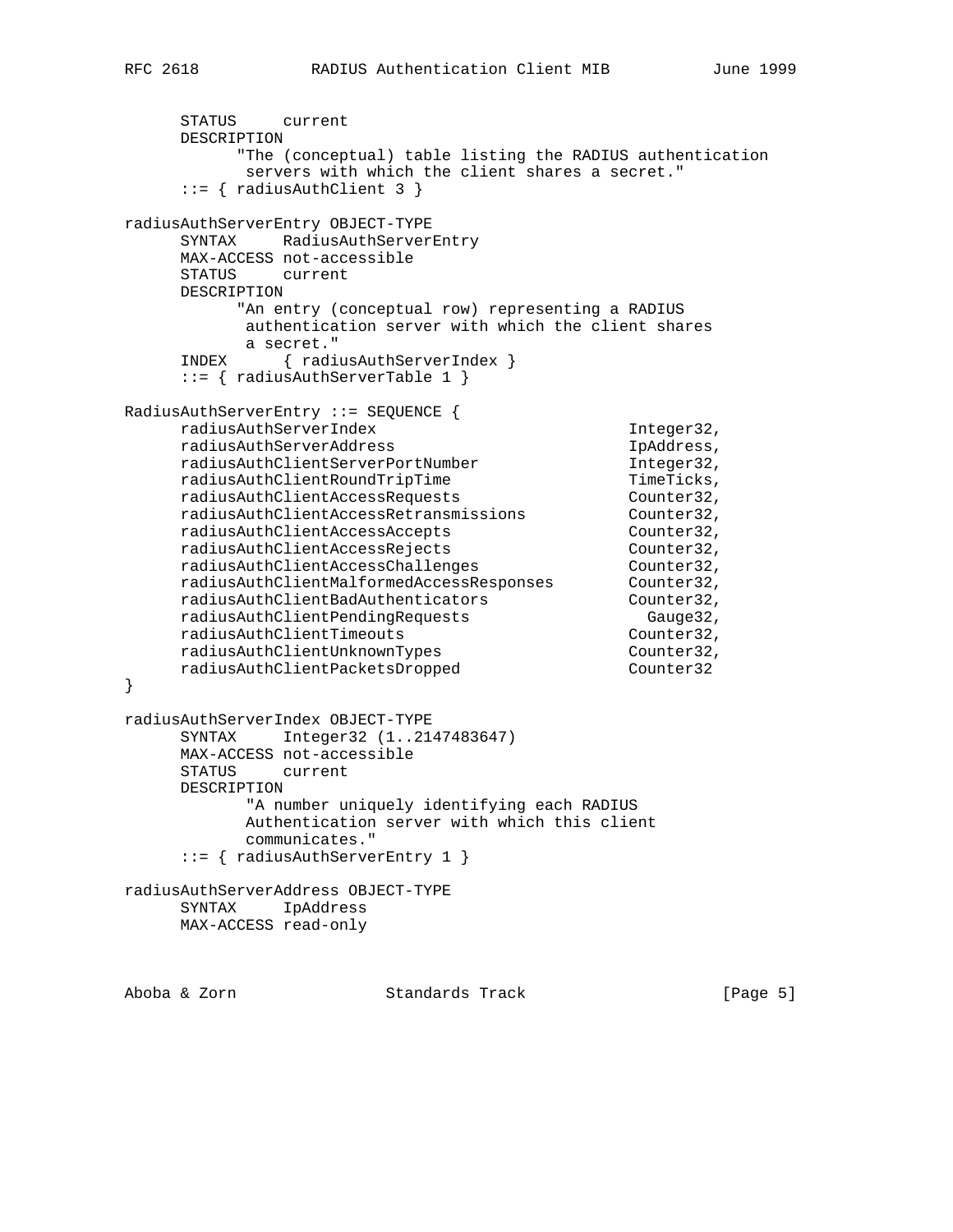```
      STATUS     current
      DESCRIPTION
            "The (conceptual) table listing the RADIUS authentication
             servers with which the client shares a secret."
      ::= { radiusAuthClient 3 }

radiusAuthServerEntry OBJECT-TYPE
      SYNTAX     RadiusAuthServerEntry
      MAX-ACCESS not-accessible
      STATUS     current
      DESCRIPTION
            "An entry (conceptual row) representing a RADIUS
             authentication server with which the client shares
             a secret."
      INDEX      { radiusAuthServerIndex }
      ::= { radiusAuthServerTable 1 }

RadiusAuthServerEntry ::= SEQUENCE {
      radiusAuthServerIndex                           Integer32,
      radiusAuthServerAddress                         IpAddress,
      radiusAuthClientServerPortNumber                Integer32,
      radiusAuthClientRoundTripTime                   TimeTicks,
      radiusAuthClientAccessRequests                  Counter32,
      radiusAuthClientAccessRetransmissions           Counter32,
      radiusAuthClientAccessAccepts                   Counter32,
      radiusAuthClientAccessRejects                   Counter32,
      radiusAuthClientAccessChallenges                Counter32,
      radiusAuthClientMalformedAccessResponses        Counter32,
      radiusAuthClientBadAuthenticators               Counter32,
      radiusAuthClientPendingRequests                   Gauge32,
      radiusAuthClientTimeouts                        Counter32,
      radiusAuthClientUnknownTypes                    Counter32,
      radiusAuthClientPacketsDropped                  Counter32
}

radiusAuthServerIndex OBJECT-TYPE
      SYNTAX     Integer32 (1..2147483647)
      MAX-ACCESS not-accessible
      STATUS     current
      DESCRIPTION
             "A number uniquely identifying each RADIUS
             Authentication server with which this client
             communicates."
      ::= { radiusAuthServerEntry 1 }

radiusAuthServerAddress OBJECT-TYPE
      SYNTAX     IpAddress
      MAX-ACCESS read-only
```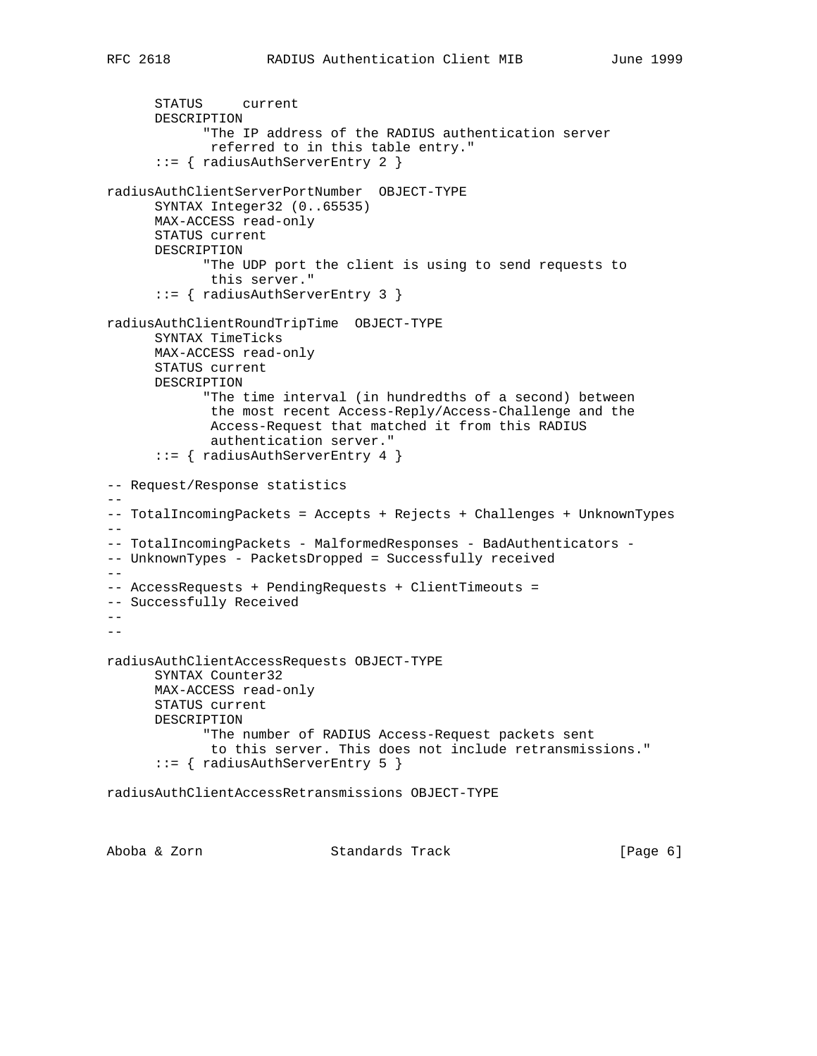```
      STATUS     current
      DESCRIPTION
            "The IP address of the RADIUS authentication server
             referred to in this table entry."
      ::= { radiusAuthServerEntry 2 }

radiusAuthClientServerPortNumber  OBJECT-TYPE
      SYNTAX Integer32 (0..65535)
      MAX-ACCESS read-only
      STATUS current
      DESCRIPTION
            "The UDP port the client is using to send requests to
             this server."
      ::= { radiusAuthServerEntry 3 }

radiusAuthClientRoundTripTime  OBJECT-TYPE
      SYNTAX TimeTicks
      MAX-ACCESS read-only
      STATUS current
      DESCRIPTION
            "The time interval (in hundredths of a second) between
             the most recent Access-Reply/Access-Challenge and the
             Access-Request that matched it from this RADIUS
             authentication server."
      ::= { radiusAuthServerEntry 4 }

-- Request/Response statistics
--
-- TotalIncomingPackets = Accepts + Rejects + Challenges + UnknownTypes
--
-- TotalIncomingPackets - MalformedResponses - BadAuthenticators -
-- UnknownTypes - PacketsDropped = Successfully received
--
-- AccessRequests + PendingRequests + ClientTimeouts =
-- Successfully Received
--
--

radiusAuthClientAccessRequests OBJECT-TYPE
      SYNTAX Counter32
      MAX-ACCESS read-only
      STATUS current
      DESCRIPTION
            "The number of RADIUS Access-Request packets sent
             to this server. This does not include retransmissions."
      ::= { radiusAuthServerEntry 5 }

radiusAuthClientAccessRetransmissions OBJECT-TYPE
```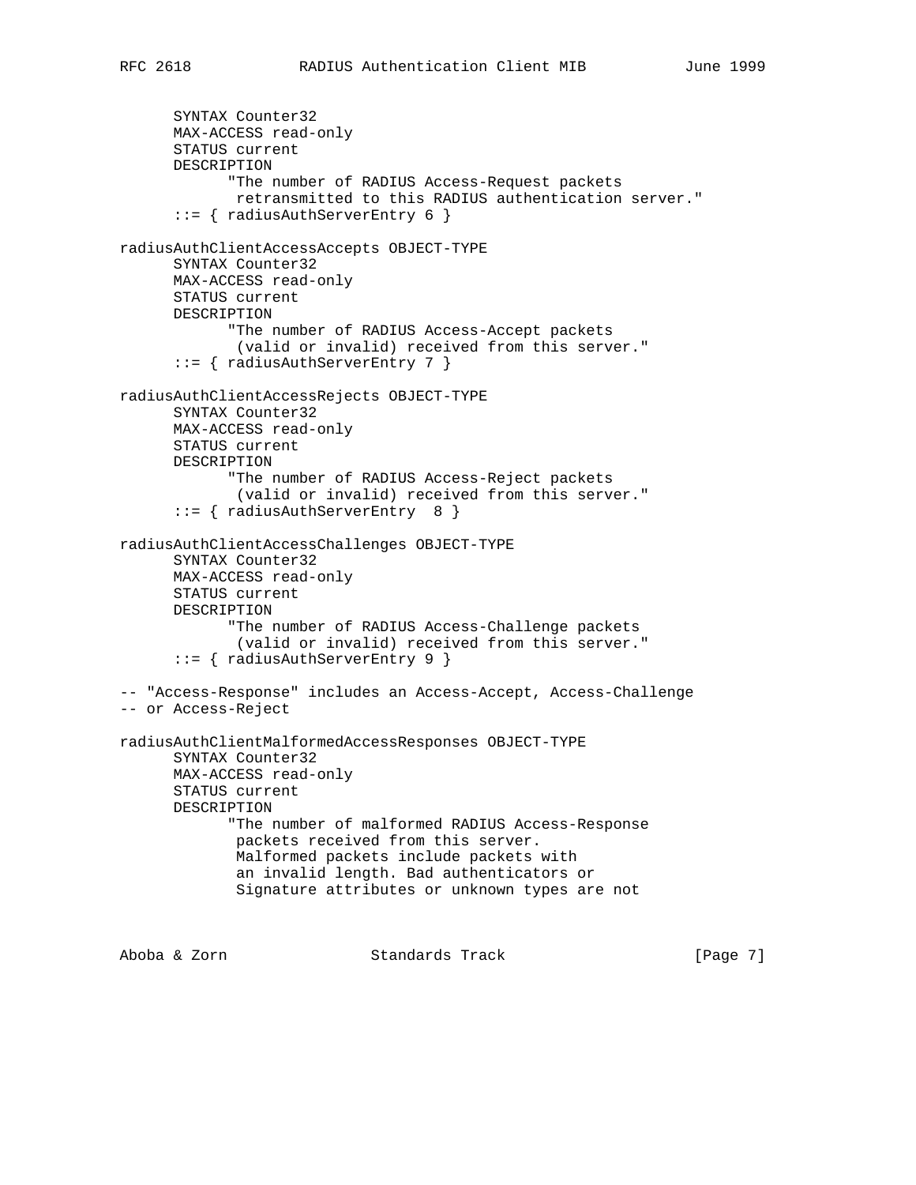```
      SYNTAX Counter32
      MAX-ACCESS read-only
      STATUS current
      DESCRIPTION
            "The number of RADIUS Access-Request packets
             retransmitted to this RADIUS authentication server."
      ::= { radiusAuthServerEntry 6 }

radiusAuthClientAccessAccepts OBJECT-TYPE
      SYNTAX Counter32
      MAX-ACCESS read-only
      STATUS current
      DESCRIPTION
            "The number of RADIUS Access-Accept packets
             (valid or invalid) received from this server."
      ::= { radiusAuthServerEntry 7 }

radiusAuthClientAccessRejects OBJECT-TYPE
      SYNTAX Counter32
      MAX-ACCESS read-only
      STATUS current
      DESCRIPTION
            "The number of RADIUS Access-Reject packets
             (valid or invalid) received from this server."
      ::= { radiusAuthServerEntry  8 }

radiusAuthClientAccessChallenges OBJECT-TYPE
      SYNTAX Counter32
      MAX-ACCESS read-only
      STATUS current
      DESCRIPTION
            "The number of RADIUS Access-Challenge packets
             (valid or invalid) received from this server."
      ::= { radiusAuthServerEntry 9 }

-- "Access-Response" includes an Access-Accept, Access-Challenge
-- or Access-Reject

radiusAuthClientMalformedAccessResponses OBJECT-TYPE
      SYNTAX Counter32
      MAX-ACCESS read-only
      STATUS current
      DESCRIPTION
            "The number of malformed RADIUS Access-Response
             packets received from this server.
             Malformed packets include packets with
             an invalid length. Bad authenticators or
             Signature attributes or unknown types are not
```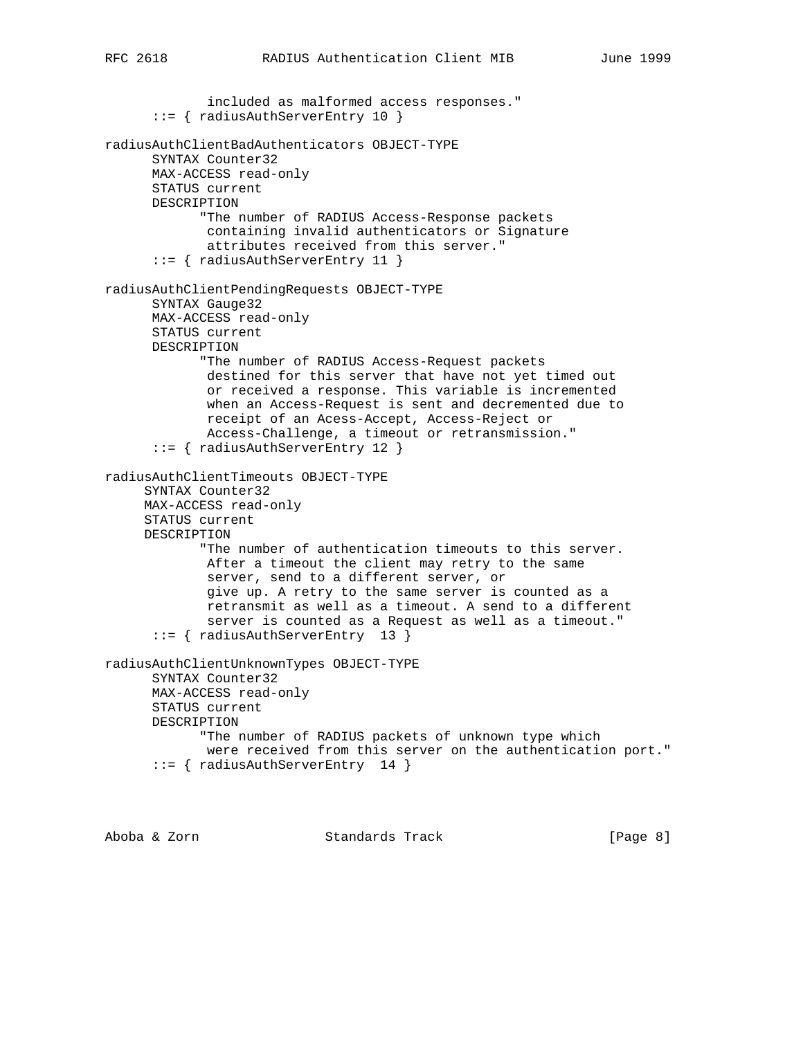```
             included as malformed access responses."
      ::= { radiusAuthServerEntry 10 }

radiusAuthClientBadAuthenticators OBJECT-TYPE
      SYNTAX Counter32
      MAX-ACCESS read-only
      STATUS current
      DESCRIPTION
            "The number of RADIUS Access-Response packets
             containing invalid authenticators or Signature
             attributes received from this server."
      ::= { radiusAuthServerEntry 11 }

radiusAuthClientPendingRequests OBJECT-TYPE
      SYNTAX Gauge32
      MAX-ACCESS read-only
      STATUS current
      DESCRIPTION
            "The number of RADIUS Access-Request packets
             destined for this server that have not yet timed out
             or received a response. This variable is incremented
             when an Access-Request is sent and decremented due to
             receipt of an Acess-Accept, Access-Reject or
             Access-Challenge, a timeout or retransmission."
      ::= { radiusAuthServerEntry 12 }

radiusAuthClientTimeouts OBJECT-TYPE
     SYNTAX Counter32
     MAX-ACCESS read-only
     STATUS current
     DESCRIPTION
            "The number of authentication timeouts to this server.
             After a timeout the client may retry to the same
             server, send to a different server, or
             give up. A retry to the same server is counted as a
             retransmit as well as a timeout. A send to a different
             server is counted as a Request as well as a timeout."
      ::= { radiusAuthServerEntry  13 }

radiusAuthClientUnknownTypes OBJECT-TYPE
      SYNTAX Counter32
      MAX-ACCESS read-only
      STATUS current
      DESCRIPTION
            "The number of RADIUS packets of unknown type which
             were received from this server on the authentication port."
      ::= { radiusAuthServerEntry  14 }
```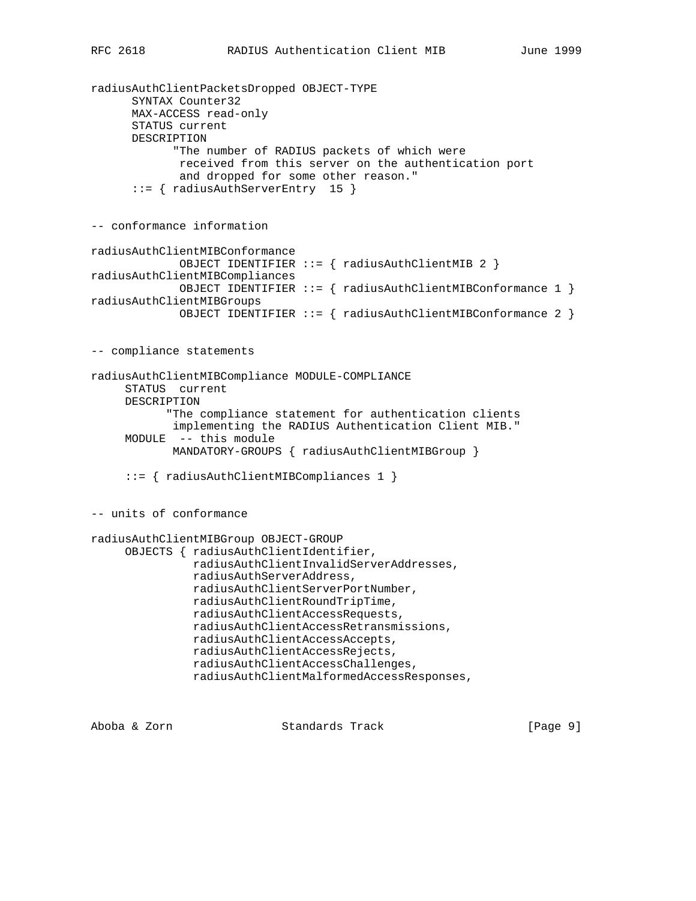```
radiusAuthClientPacketsDropped OBJECT-TYPE
      SYNTAX Counter32
      MAX-ACCESS read-only
      STATUS current
      DESCRIPTION
            "The number of RADIUS packets of which were
             received from this server on the authentication port
             and dropped for some other reason."
       ::= { radiusAuthServerEntry  15 }


-- conformance information

radiusAuthClientMIBConformance
             OBJECT IDENTIFIER ::= { radiusAuthClientMIB 2 }
radiusAuthClientMIBCompliances
             OBJECT IDENTIFIER ::= { radiusAuthClientMIBConformance 1 }
radiusAuthClientMIBGroups
             OBJECT IDENTIFIER ::= { radiusAuthClientMIBConformance 2 }


-- compliance statements

radiusAuthClientMIBCompliance MODULE-COMPLIANCE
     STATUS  current
     DESCRIPTION
           "The compliance statement for authentication clients
            implementing the RADIUS Authentication Client MIB."
     MODULE  -- this module
            MANDATORY-GROUPS { radiusAuthClientMIBGroup }

     ::= { radiusAuthClientMIBCompliances 1 }


-- units of conformance

radiusAuthClientMIBGroup OBJECT-GROUP
     OBJECTS { radiusAuthClientIdentifier,
               radiusAuthClientInvalidServerAddresses,
               radiusAuthServerAddress,
               radiusAuthClientServerPortNumber,
               radiusAuthClientRoundTripTime,
               radiusAuthClientAccessRequests,
               radiusAuthClientAccessRetransmissions,
               radiusAuthClientAccessAccepts,
               radiusAuthClientAccessRejects,
               radiusAuthClientAccessChallenges,
               radiusAuthClientMalformedAccessResponses,
```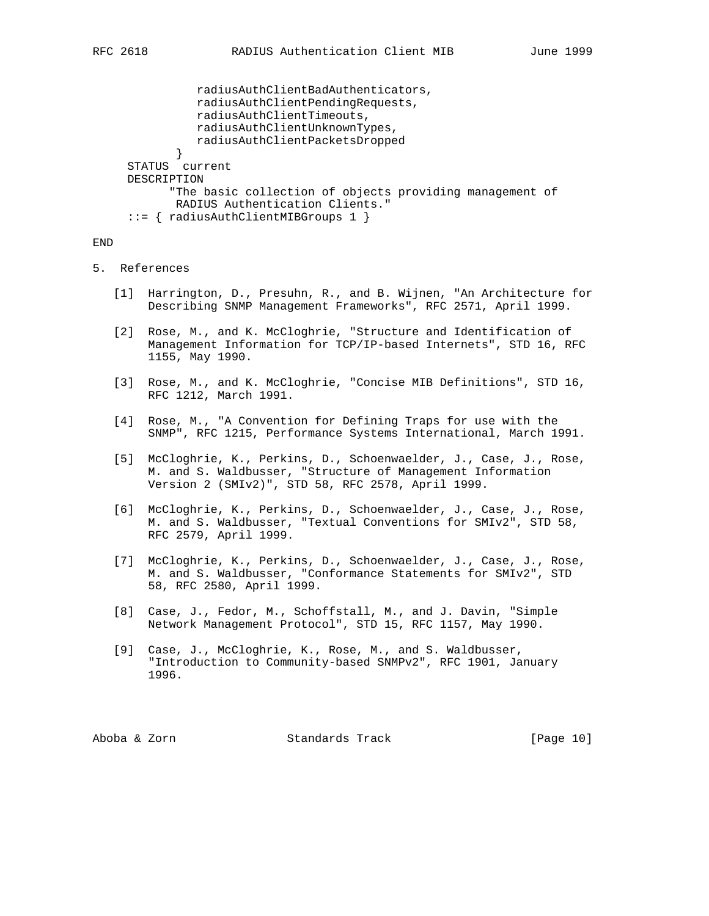```
              radiusAuthClientBadAuthenticators,
              radiusAuthClientPendingRequests,
              radiusAuthClientTimeouts,
              radiusAuthClientUnknownTypes,
              radiusAuthClientPacketsDropped
           }
     STATUS  current
     DESCRIPTION
           "The basic collection of objects providing management of
            RADIUS Authentication Clients."
     ::= { radiusAuthClientMIBGroups 1 }

END
```

## 5. References

[1] Harrington, D., Presuhn, R., and B. Wijnen, "An Architecture for Describing SNMP Management Frameworks", RFC 2571, April 1999.

[2] Rose, M., and K. McCloghrie, "Structure and Identification of Management Information for TCP/IP-based Internets", STD 16, RFC 1155, May 1990.

[3] Rose, M., and K. McCloghrie, "Concise MIB Definitions", STD 16, RFC 1212, March 1991.

[4] Rose, M., "A Convention for Defining Traps for use with the SNMP", RFC 1215, Performance Systems International, March 1991.

[5] McCloghrie, K., Perkins, D., Schoenwaelder, J., Case, J., Rose, M. and S. Waldbusser, "Structure of Management Information Version 2 (SMIv2)", STD 58, RFC 2578, April 1999.

[6] McCloghrie, K., Perkins, D., Schoenwaelder, J., Case, J., Rose, M. and S. Waldbusser, "Textual Conventions for SMIv2", STD 58, RFC 2579, April 1999.

[7] McCloghrie, K., Perkins, D., Schoenwaelder, J., Case, J., Rose, M. and S. Waldbusser, "Conformance Statements for SMIv2", STD 58, RFC 2580, April 1999.

[8] Case, J., Fedor, M., Schoffstall, M., and J. Davin, "Simple Network Management Protocol", STD 15, RFC 1157, May 1990.

[9] Case, J., McCloghrie, K., Rose, M., and S. Waldbusser, "Introduction to Community-based SNMPv2", RFC 1901, January 1996.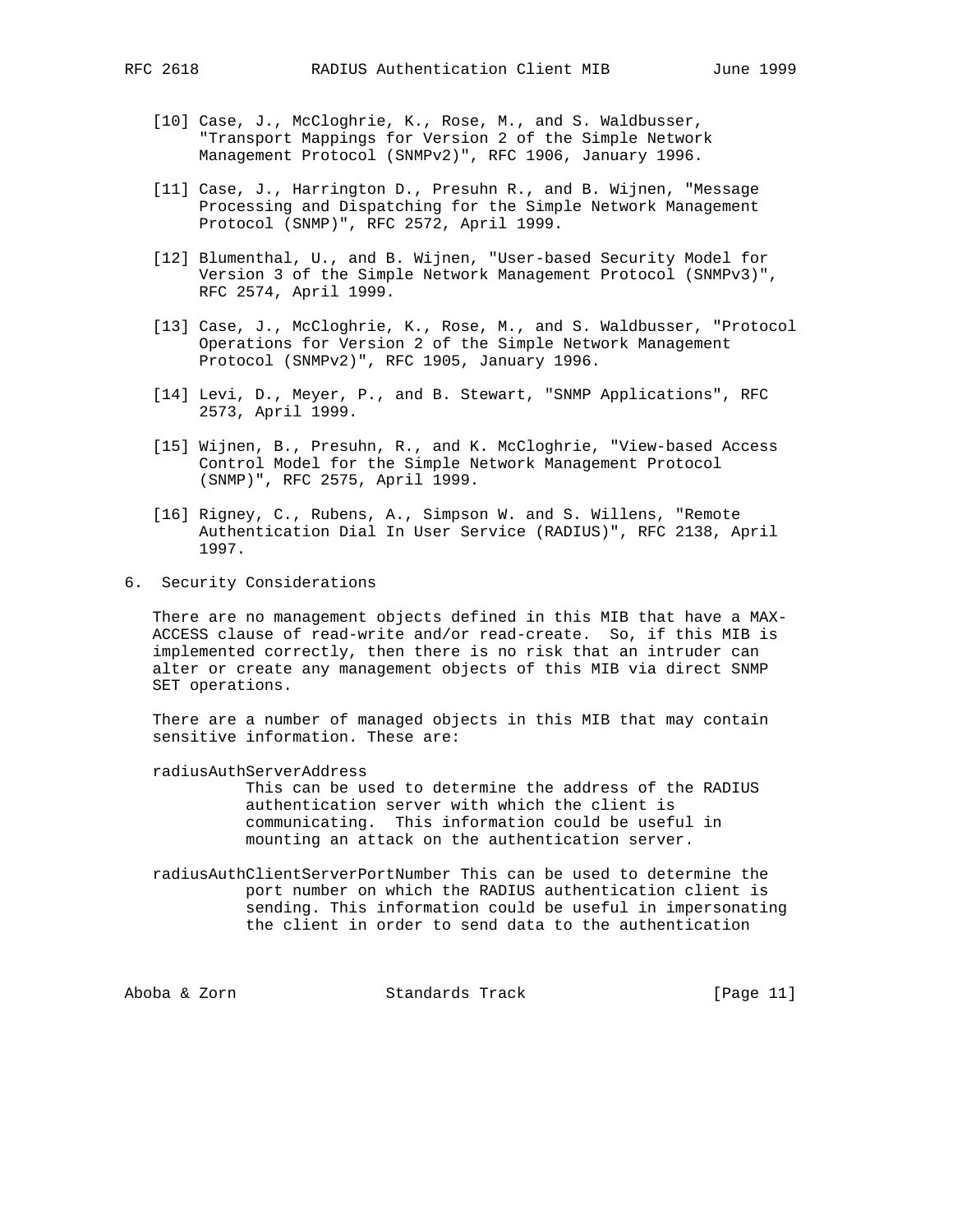[10] Case, J., McCloghrie, K., Rose, M., and S. Waldbusser, "Transport Mappings for Version 2 of the Simple Network Management Protocol (SNMPv2)", RFC 1906, January 1996.

[11] Case, J., Harrington D., Presuhn R., and B. Wijnen, "Message Processing and Dispatching for the Simple Network Management Protocol (SNMP)", RFC 2572, April 1999.

[12] Blumenthal, U., and B. Wijnen, "User-based Security Model for Version 3 of the Simple Network Management Protocol (SNMPv3)", RFC 2574, April 1999.

[13] Case, J., McCloghrie, K., Rose, M., and S. Waldbusser, "Protocol Operations for Version 2 of the Simple Network Management Protocol (SNMPv2)", RFC 1905, January 1996.

[14] Levi, D., Meyer, P., and B. Stewart, "SNMP Applications", RFC 2573, April 1999.

[15] Wijnen, B., Presuhn, R., and K. McCloghrie, "View-based Access Control Model for the Simple Network Management Protocol (SNMP)", RFC 2575, April 1999.

[16] Rigney, C., Rubens, A., Simpson W. and S. Willens, "Remote Authentication Dial In User Service (RADIUS)", RFC 2138, April 1997.

## 6. Security Considerations

There are no management objects defined in this MIB that have a MAX-ACCESS clause of read-write and/or read-create. So, if this MIB is implemented correctly, then there is no risk that an intruder can alter or create any management objects of this MIB via direct SNMP SET operations.

There are a number of managed objects in this MIB that may contain sensitive information. These are:

radiusAuthServerAddress
: This can be used to determine the address of the RADIUS authentication server with which the client is communicating. This information could be useful in mounting an attack on the authentication server.

radiusAuthClientServerPortNumber This can be used to determine the port number on which the RADIUS authentication client is sending. This information could be useful in impersonating the client in order to send data to the authentication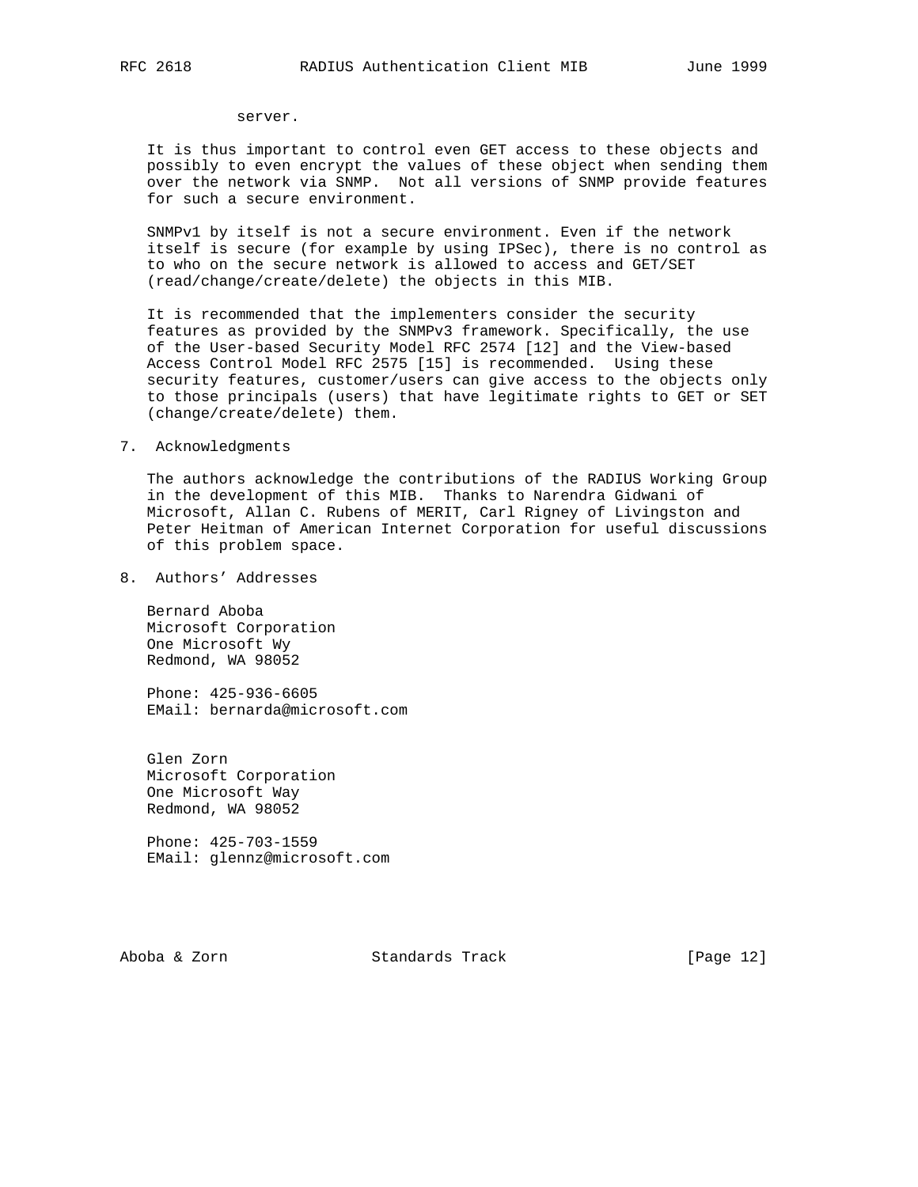server.

It is thus important to control even GET access to these objects and possibly to even encrypt the values of these object when sending them over the network via SNMP.  Not all versions of SNMP provide features for such a secure environment.

SNMPv1 by itself is not a secure environment. Even if the network itself is secure (for example by using IPSec), there is no control as to who on the secure network is allowed to access and GET/SET (read/change/create/delete) the objects in this MIB.

It is recommended that the implementers consider the security features as provided by the SNMPv3 framework. Specifically, the use of the User-based Security Model RFC 2574 [12] and the View-based Access Control Model RFC 2575 [15] is recommended.  Using these security features, customer/users can give access to the objects only to those principals (users) that have legitimate rights to GET or SET (change/create/delete) them.

## 7. Acknowledgments

The authors acknowledge the contributions of the RADIUS Working Group in the development of this MIB.  Thanks to Narendra Gidwani of Microsoft, Allan C. Rubens of MERIT, Carl Rigney of Livingston and Peter Heitman of American Internet Corporation for useful discussions of this problem space.

## 8. Authors' Addresses

Bernard Aboba
Microsoft Corporation
One Microsoft Wy
Redmond, WA 98052

Phone: 425-936-6605
EMail: bernarda@microsoft.com

Glen Zorn
Microsoft Corporation
One Microsoft Way
Redmond, WA 98052

Phone: 425-703-1559
EMail: glennz@microsoft.com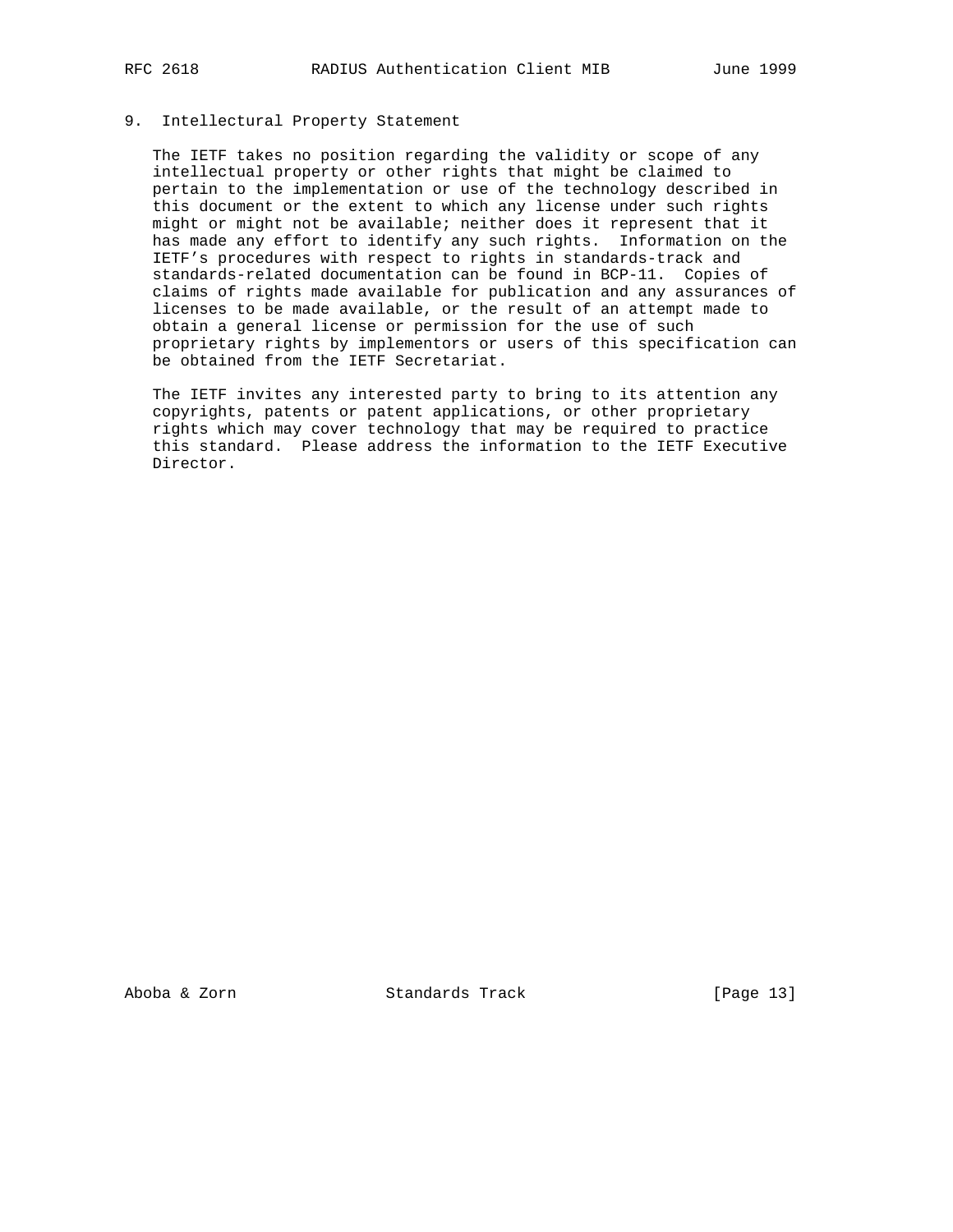## 9. Intellectual Property Statement

The IETF takes no position regarding the validity or scope of any intellectual property or other rights that might be claimed to pertain to the implementation or use of the technology described in this document or the extent to which any license under such rights might or might not be available; neither does it represent that it has made any effort to identify any such rights. Information on the IETF's procedures with respect to rights in standards-track and standards-related documentation can be found in BCP-11. Copies of claims of rights made available for publication and any assurances of licenses to be made available, or the result of an attempt made to obtain a general license or permission for the use of such proprietary rights by implementors or users of this specification can be obtained from the IETF Secretariat.

The IETF invites any interested party to bring to its attention any copyrights, patents or patent applications, or other proprietary rights which may cover technology that may be required to practice this standard. Please address the information to the IETF Executive Director.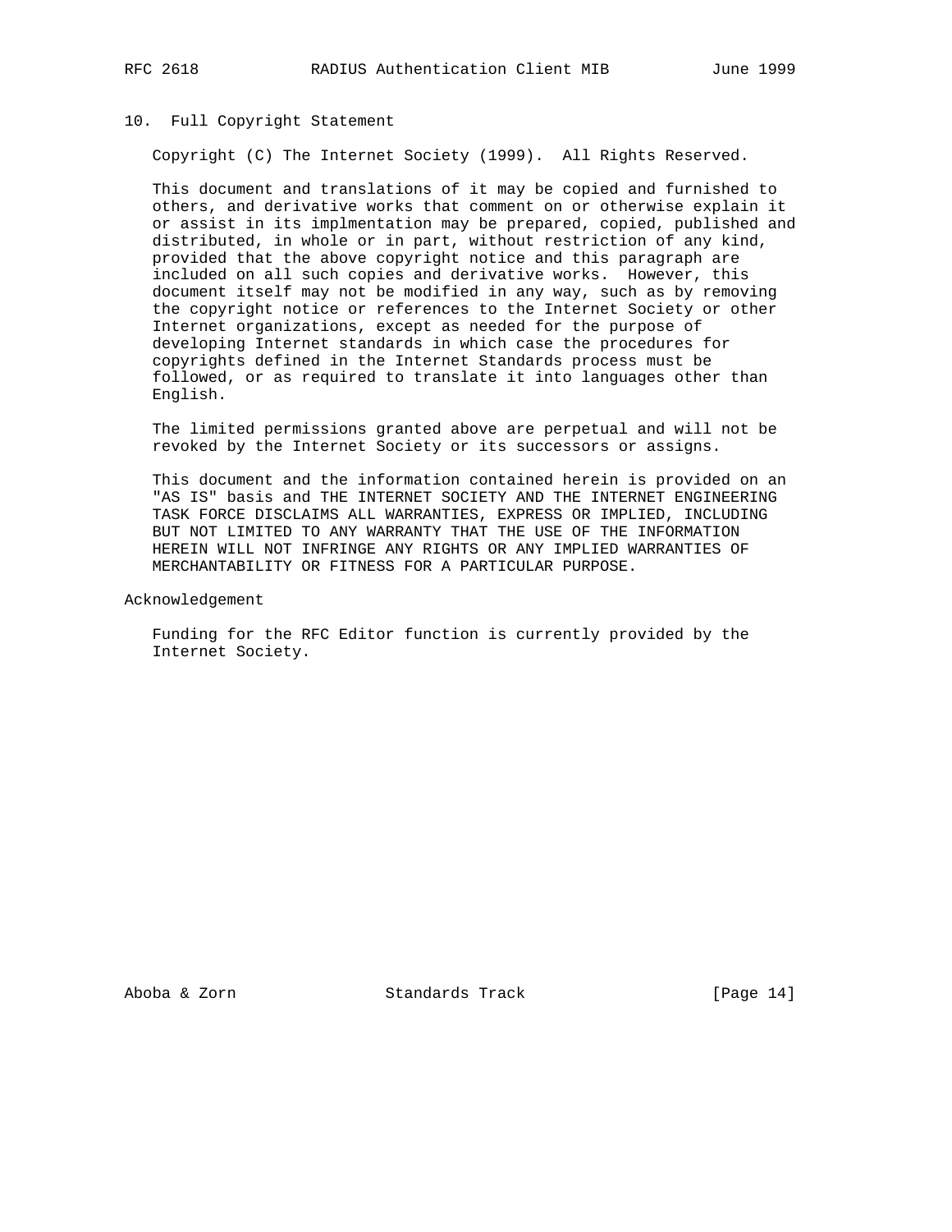## 10. Full Copyright Statement

Copyright (C) The Internet Society (1999). All Rights Reserved.

This document and translations of it may be copied and furnished to others, and derivative works that comment on or otherwise explain it or assist in its implmentation may be prepared, copied, published and distributed, in whole or in part, without restriction of any kind, provided that the above copyright notice and this paragraph are included on all such copies and derivative works. However, this document itself may not be modified in any way, such as by removing the copyright notice or references to the Internet Society or other Internet organizations, except as needed for the purpose of developing Internet standards in which case the procedures for copyrights defined in the Internet Standards process must be followed, or as required to translate it into languages other than English.

The limited permissions granted above are perpetual and will not be revoked by the Internet Society or its successors or assigns.

This document and the information contained herein is provided on an "AS IS" basis and THE INTERNET SOCIETY AND THE INTERNET ENGINEERING TASK FORCE DISCLAIMS ALL WARRANTIES, EXPRESS OR IMPLIED, INCLUDING BUT NOT LIMITED TO ANY WARRANTY THAT THE USE OF THE INFORMATION HEREIN WILL NOT INFRINGE ANY RIGHTS OR ANY IMPLIED WARRANTIES OF MERCHANTABILITY OR FITNESS FOR A PARTICULAR PURPOSE.

## Acknowledgement

Funding for the RFC Editor function is currently provided by the Internet Society.